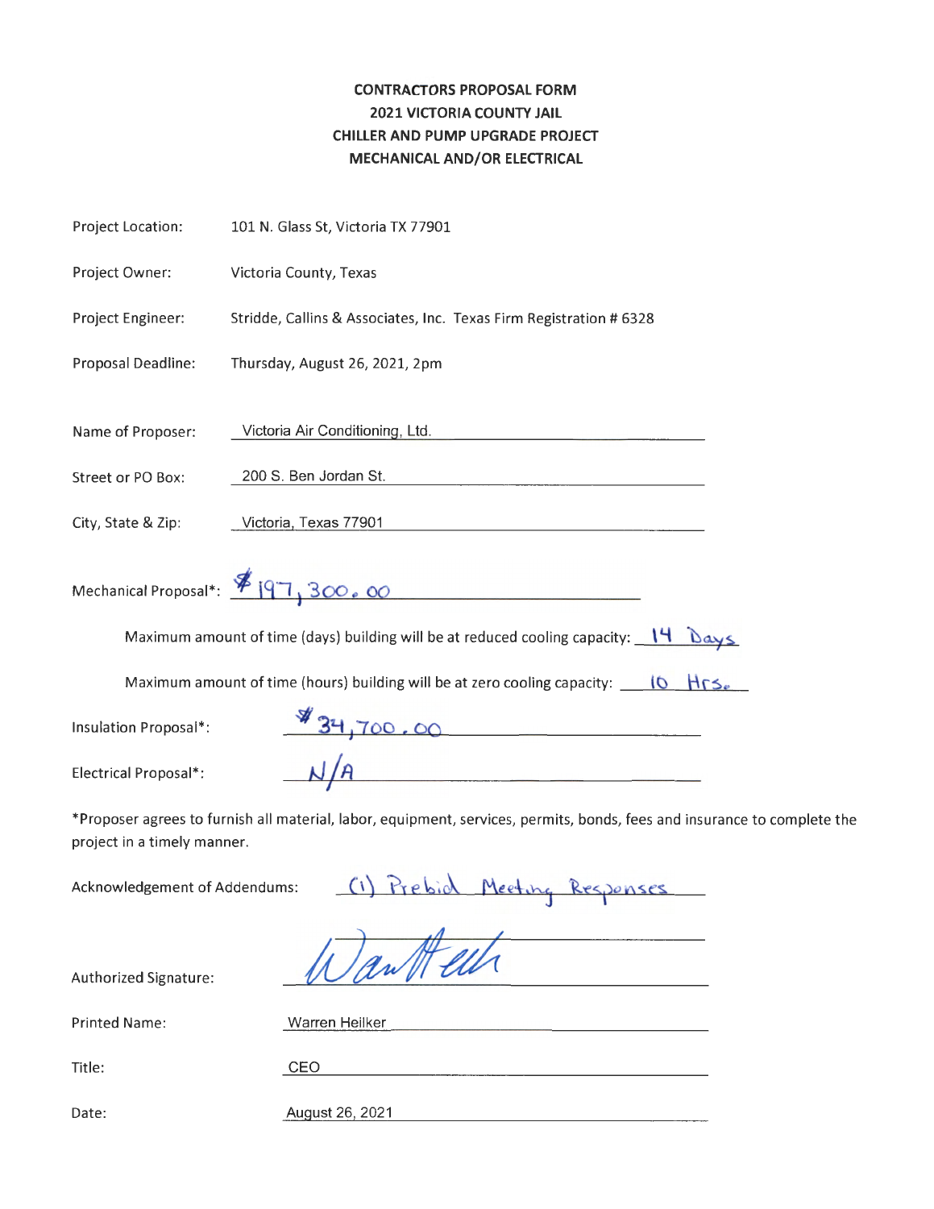**CONTRACTORS PROPOSAL FORM**
**2021 VICTORIA COUNTY JAIL**
**CHILLER AND PUMP UPGRADE PROJECT**
**MECHANICAL AND/OR ELECTRICAL**

Project Location: 101 N. Glass St, Victoria TX 77901

Project Owner: Victoria County, Texas

Project Engineer: Stridde, Callins & Associates, Inc. Texas Firm Registration # 6328

Proposal Deadline: Thursday, August 26, 2021, 2pm

Name of Proposer: Victoria Air Conditioning, Ltd.

Street or PO Box: 200 S. Ben Jordan St.

City, State & Zip: Victoria, Texas 77901

Mechanical Proposal*: $197,300.00

Maximum amount of time (days) building will be at reduced cooling capacity: 14 Days

Maximum amount of time (hours) building will be at zero cooling capacity: 10 Hrs.

Insulation Proposal*: $34,700.00

Electrical Proposal*: N/A

*Proposer agrees to furnish all material, labor, equipment, services, permits, bonds, fees and insurance to complete the project in a timely manner.

Acknowledgement of Addendums: (1) Prebid Meeting Responses

Authorized Signature: Warren Heilker

Printed Name: Warren Heilker

Title: CEO

Date: August 26, 2021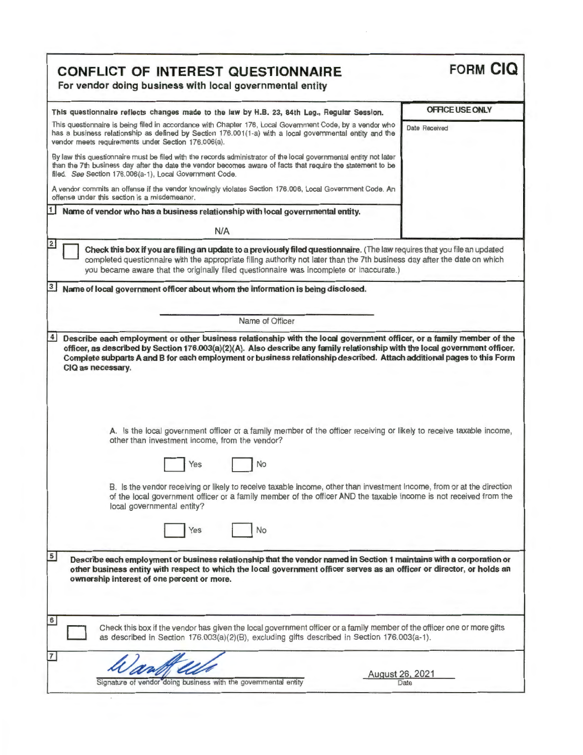# CONFLICT OF INTEREST QUESTIONNAIRE

**For vendor doing business with local governmental entity**

**FORM CIQ**

| **This questionnaire reflects changes made to the law by H.B. 23, 84th Leg., Regular Session.** | **OFFICE USE ONLY** |
|---|---|
| This questionnaire is being filed in accordance with Chapter 176, Local Government Code, by a vendor who has a business relationship as defined by Section 176.001(1-a) with a local governmental entity and the vendor meets requirements under Section 176.006(a). | Date Received |
| By law this questionnaire must be filed with the records administrator of the local governmental entity not later than the 7th business day after the date the vendor becomes aware of facts that require the statement to be filed. *See* Section 176.006(a-1), Local Government Code. | |
| A vendor commits an offense if the vendor knowingly violates Section 176.006, Local Government Code. An offense under this section is a misdemeanor. | |

**1** **Name of vendor who has a business relationship with local governmental entity.**

N/A

**2** ☐ **Check this box if you are filing an update to a previously filed questionnaire.** (The law requires that you file an updated completed questionnaire with the appropriate filing authority not later than the 7th business day after the date on which you became aware that the originally filed questionnaire was incomplete or inaccurate.)

**3** **Name of local government officer about whom the information is being disclosed.**

\_\_\_\_\_\_\_\_\_\_\_\_\_\_\_\_\_\_\_\_\_\_\_\_\_\_\_\_\_\_
Name of Officer

**4** **Describe each employment or other business relationship with the local government officer, or a family member of the officer, as described by Section 176.003(a)(2)(A). Also describe any family relationship with the local government officer. Complete subparts A and B for each employment or business relationship described. Attach additional pages to this Form CIQ as necessary.**

A. Is the local government officer or a family member of the officer receiving or likely to receive taxable income, other than investment income, from the vendor?

☐ Yes ☐ No

B. Is the vendor receiving or likely to receive taxable income, other than investment income, from or at the direction of the local government officer or a family member of the officer AND the taxable income is not received from the local governmental entity?

☐ Yes ☐ No

**5** **Describe each employment or business relationship that the vendor named in Section 1 maintains with a corporation or other business entity with respect to which the local government officer serves as an officer or director, or holds an ownership interest of one percent or more.**

**6** ☐ Check this box if the vendor has given the local government officer or a family member of the officer one or more gifts as described in Section 176.003(a)(2)(B), excluding gifts described in Section 176.003(a-1).

**7**

[Signature]
Signature of vendor doing business with the governmental entity

August 26, 2021
Date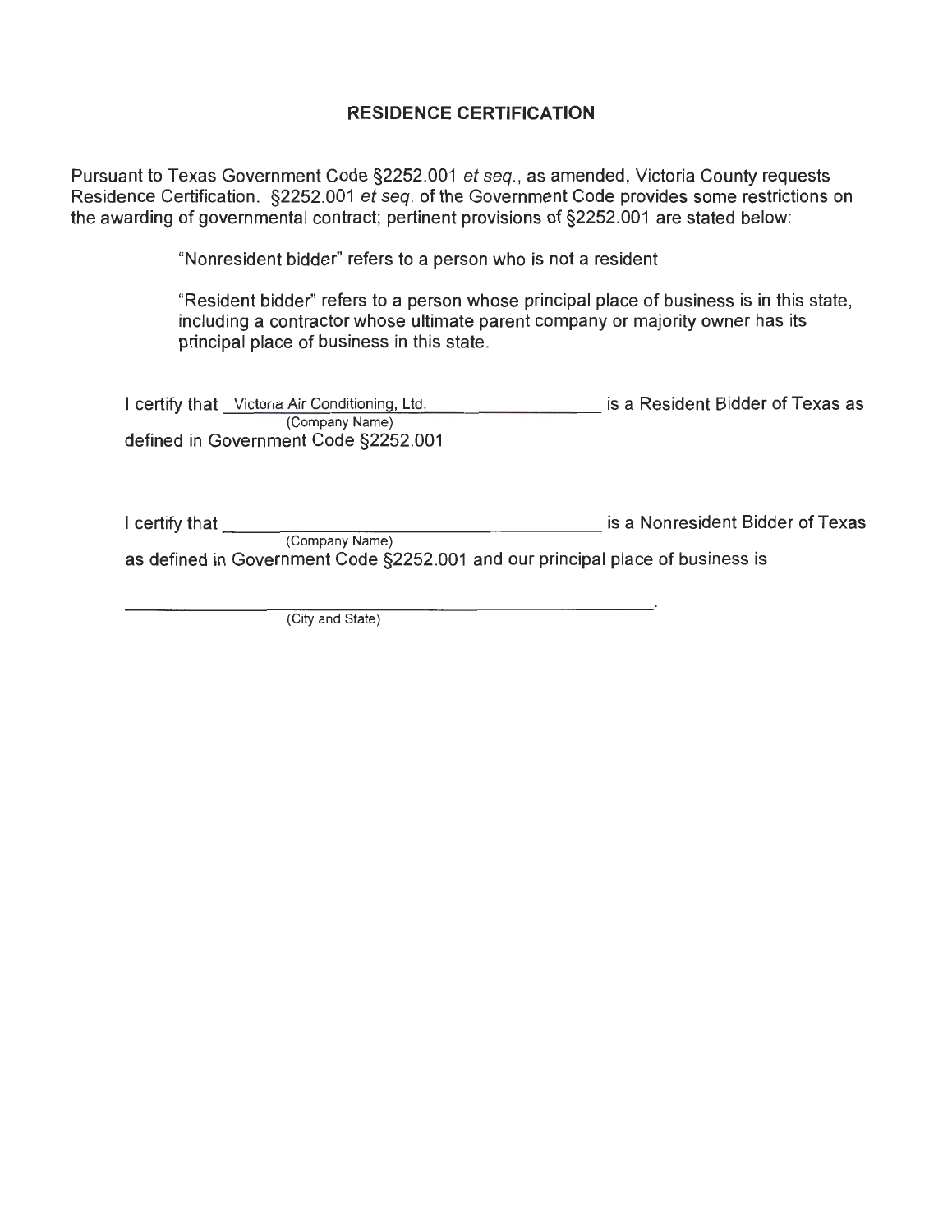## RESIDENCE CERTIFICATION

Pursuant to Texas Government Code §2252.001 *et seq.*, as amended, Victoria County requests Residence Certification. §2252.001 *et seq.* of the Government Code provides some restrictions on the awarding of governmental contract; pertinent provisions of §2252.001 are stated below:

> "Nonresident bidder" refers to a person who is not a resident
>
> "Resident bidder" refers to a person whose principal place of business is in this state, including a contractor whose ultimate parent company or majority owner has its principal place of business in this state.

I certify that Victoria Air Conditioning, Ltd. is a Resident Bidder of Texas as defined in Government Code §2252.001
(Company Name)

I certify that ______________________________ is a Nonresident Bidder of Texas as defined in Government Code §2252.001 and our principal place of business is
(Company Name)

______________________________________________.
(City and State)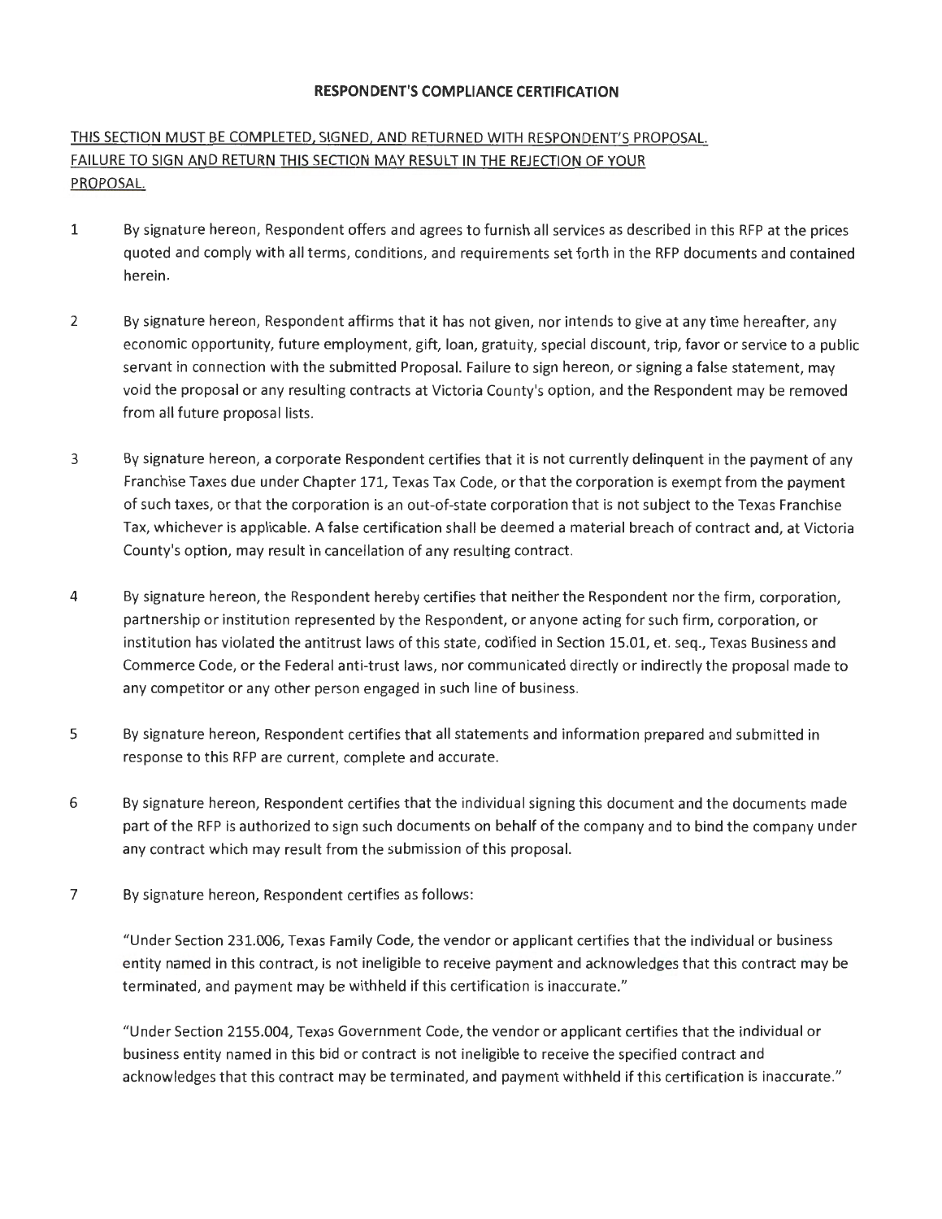## RESPONDENT'S COMPLIANCE CERTIFICATION

<u>THIS SECTION MUST BE COMPLETED, SIGNED, AND RETURNED WITH RESPONDENT'S PROPOSAL. FAILURE TO SIGN AND RETURN THIS SECTION MAY RESULT IN THE REJECTION OF YOUR PROPOSAL.</u>

1. By signature hereon, Respondent offers and agrees to furnish all services as described in this RFP at the prices quoted and comply with all terms, conditions, and requirements set forth in the RFP documents and contained herein.

2. By signature hereon, Respondent affirms that it has not given, nor intends to give at any time hereafter, any economic opportunity, future employment, gift, loan, gratuity, special discount, trip, favor or service to a public servant in connection with the submitted Proposal. Failure to sign hereon, or signing a false statement, may void the proposal or any resulting contracts at Victoria County's option, and the Respondent may be removed from all future proposal lists.

3. By signature hereon, a corporate Respondent certifies that it is not currently delinquent in the payment of any Franchise Taxes due under Chapter 171, Texas Tax Code, or that the corporation is exempt from the payment of such taxes, or that the corporation is an out-of-state corporation that is not subject to the Texas Franchise Tax, whichever is applicable. A false certification shall be deemed a material breach of contract and, at Victoria County's option, may result in cancellation of any resulting contract.

4. By signature hereon, the Respondent hereby certifies that neither the Respondent nor the firm, corporation, partnership or institution represented by the Respondent, or anyone acting for such firm, corporation, or institution has violated the antitrust laws of this state, codified in Section 15.01, et. seq., Texas Business and Commerce Code, or the Federal anti-trust laws, nor communicated directly or indirectly the proposal made to any competitor or any other person engaged in such line of business.

5. By signature hereon, Respondent certifies that all statements and information prepared and submitted in response to this RFP are current, complete and accurate.

6. By signature hereon, Respondent certifies that the individual signing this document and the documents made part of the RFP is authorized to sign such documents on behalf of the company and to bind the company under any contract which may result from the submission of this proposal.

7. By signature hereon, Respondent certifies as follows:

   "Under Section 231.006, Texas Family Code, the vendor or applicant certifies that the individual or business entity named in this contract, is not ineligible to receive payment and acknowledges that this contract may be terminated, and payment may be withheld if this certification is inaccurate."

   "Under Section 2155.004, Texas Government Code, the vendor or applicant certifies that the individual or business entity named in this bid or contract is not ineligible to receive the specified contract and acknowledges that this contract may be terminated, and payment withheld if this certification is inaccurate."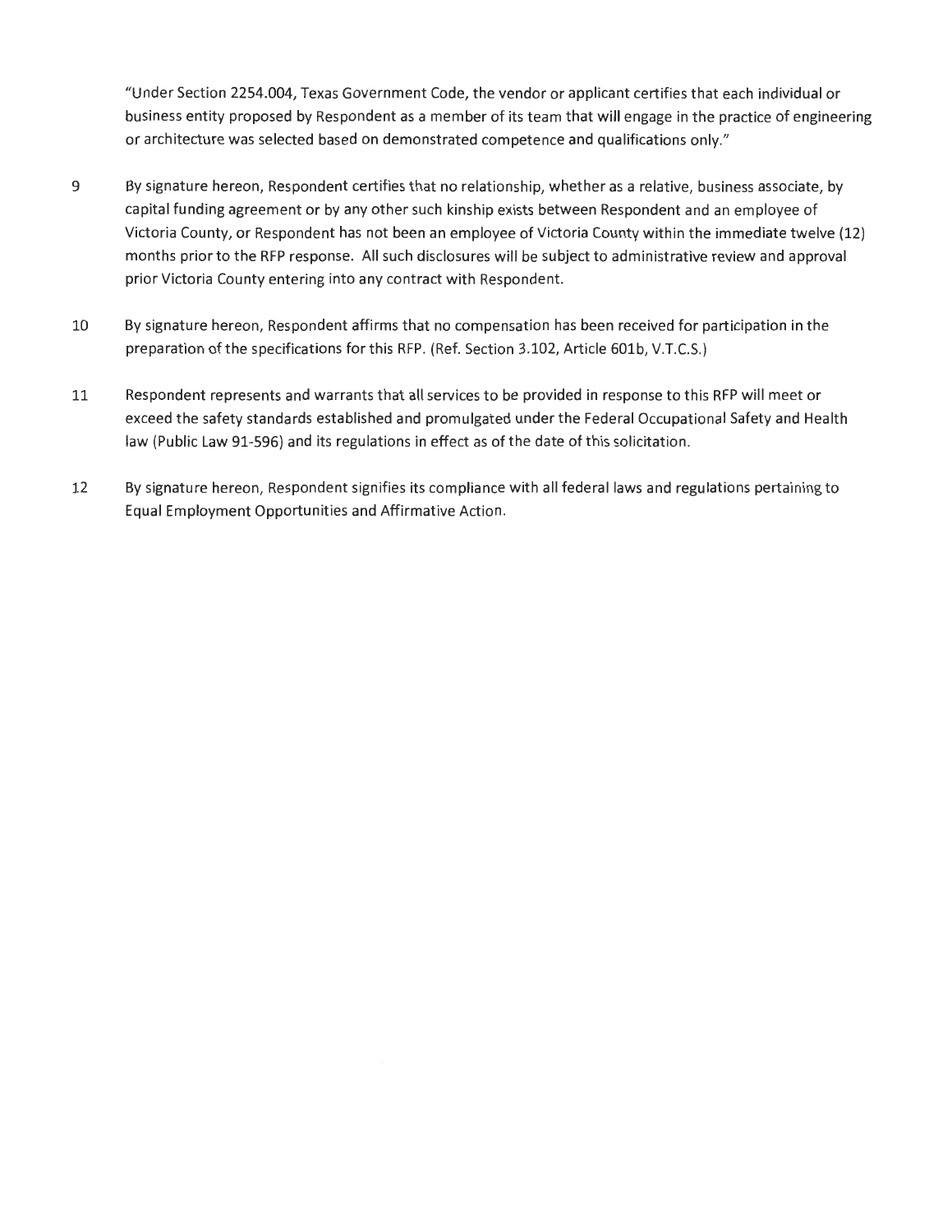"Under Section 2254.004, Texas Government Code, the vendor or applicant certifies that each individual or business entity proposed by Respondent as a member of its team that will engage in the practice of engineering or architecture was selected based on demonstrated competence and qualifications only."

9 By signature hereon, Respondent certifies that no relationship, whether as a relative, business associate, by capital funding agreement or by any other such kinship exists between Respondent and an employee of Victoria County, or Respondent has not been an employee of Victoria County within the immediate twelve (12) months prior to the RFP response. All such disclosures will be subject to administrative review and approval prior Victoria County entering into any contract with Respondent.

10 By signature hereon, Respondent affirms that no compensation has been received for participation in the preparation of the specifications for this RFP. (Ref. Section 3.102, Article 601b, V.T.C.S.)

11 Respondent represents and warrants that all services to be provided in response to this RFP will meet or exceed the safety standards established and promulgated under the Federal Occupational Safety and Health law (Public Law 91-596) and its regulations in effect as of the date of this solicitation.

12 By signature hereon, Respondent signifies its compliance with all federal laws and regulations pertaining to Equal Employment Opportunities and Affirmative Action.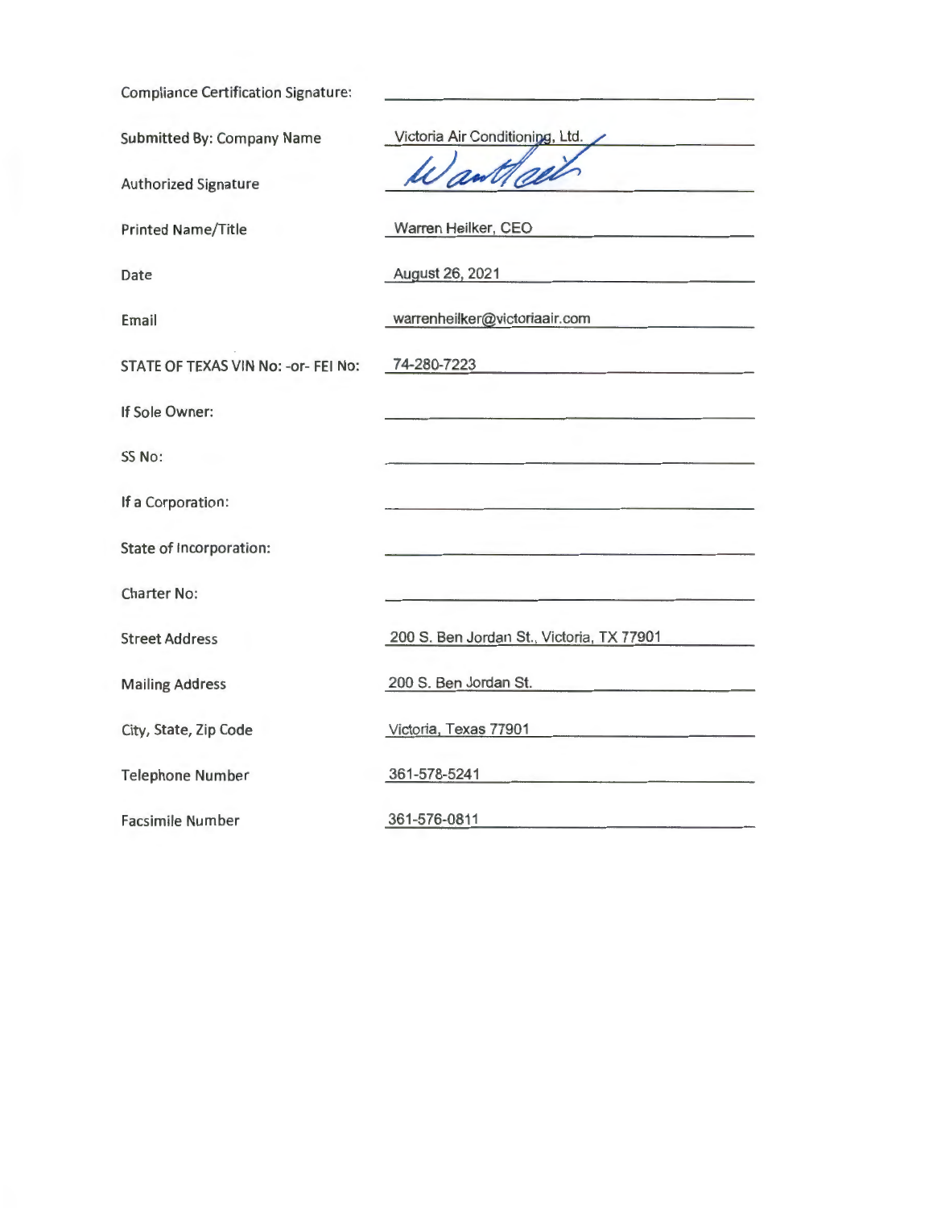| | |
|---|---|
| Compliance Certification Signature: | |
| Submitted By: Company Name | Victoria Air Conditioning, Ltd. |
| Authorized Signature | |
| Printed Name/Title | Warren Heilker, CEO |
| Date | August 26, 2021 |
| Email | warrenheilker@victoriaair.com |
| STATE OF TEXAS VIN No: -or- FEI No: | 74-280-7223 |
| If Sole Owner: | |
| SS No: | |
| If a Corporation: | |
| State of Incorporation: | |
| Charter No: | |
| Street Address | 200 S. Ben Jordan St., Victoria, TX 77901 |
| Mailing Address | 200 S. Ben Jordan St. |
| City, State, Zip Code | Victoria, Texas 77901 |
| Telephone Number | 361-578-5241 |
| Facsimile Number | 361-576-0811 |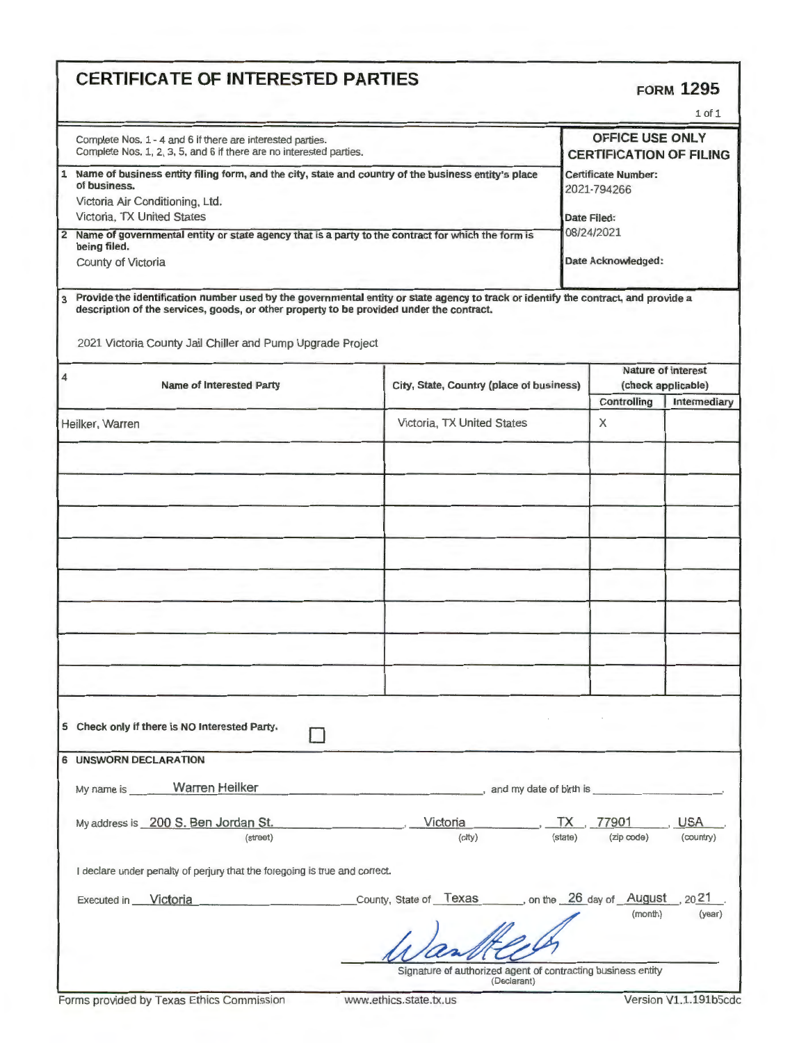# CERTIFICATE OF INTERESTED PARTIES

**FORM 1295**

Complete Nos. 1 - 4 and 6 if there are interested parties.
Complete Nos. 1, 2, 3, 5, and 6 if there are no interested parties.

**OFFICE USE ONLY**
**CERTIFICATION OF FILING**

Certificate Number:
2021-794266

Date Filed:
08/24/2021

Date Acknowledged:

**1** Name of business entity filing form, and the city, state and country of the business entity's place of business.

Victoria Air Conditioning, Ltd.
Victoria, TX United States

**2** Name of governmental entity or state agency that is a party to the contract for which the form is being filed.

County of Victoria

**3** Provide the identification number used by the governmental entity or state agency to track or identify the contract, and provide a description of the services, goods, or other property to be provided under the contract.

2021 Victoria County Jail Chiller and Pump Upgrade Project

| 4 Name of Interested Party | City, State, Country (place of business) | Nature of interest (check applicable) | |
|---|---|---|---|
| | | Controlling | Intermediary |
| Heilker, Warren | Victoria, TX United States | X | |
| | | | |
| | | | |
| | | | |
| | | | |
| | | | |
| | | | |
| | | | |
| | | | |

**5** Check only if there is NO Interested Party. ☐

**6 UNSWORN DECLARATION**

My name is Warren Heilker, and my date of birth is \_\_\_\_\_\_\_\_.

My address is 200 S. Ben Jordan St. (street), Victoria (city), TX (state), 77901 (zip code), USA (country).

I declare under penalty of perjury that the foregoing is true and correct.

Executed in Victoria County, State of Texas, on the 26 day of August (month), 2021 (year).

[Signature]

Signature of authorized agent of contracting business entity (Declarant)

Forms provided by Texas Ethics Commission www.ethics.state.tx.us Version V1.1.191b5cdc